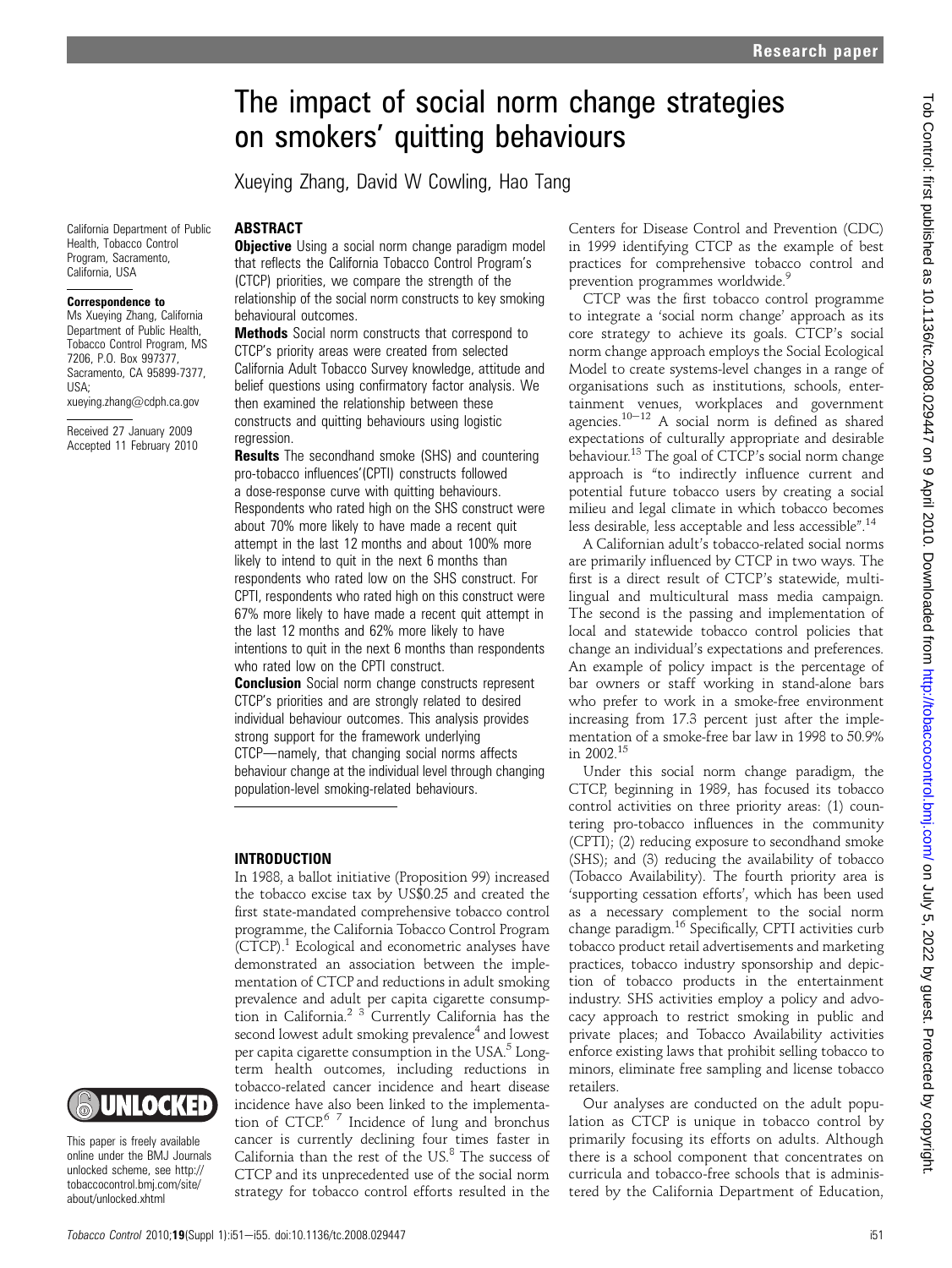# The impact of social norm change strategies on smokers' quitting behaviours

Xueying Zhang, David W Cowling, Hao Tang

California Department of Public Health, Tobacco Control Program, Sacramento, California, USA

**Correspondence to**
Ms Xueying Zhang, California Department of Public Health, Tobacco Control Program, MS 7206, P.O. Box 997377, Sacramento, CA 95899-7377, USA;
xueying.zhang@cdph.ca.gov

Received 27 January 2009
Accepted 11 February 2010

This paper is freely available online under the BMJ Journals unlocked scheme, see http://tobaccocontrol.bmj.com/site/about/unlocked.xhtml

## ABSTRACT

**Objective** Using a social norm change paradigm model that reflects the California Tobacco Control Program's (CTCP) priorities, we compare the strength of the relationship of the social norm constructs to key smoking behavioural outcomes.

**Methods** Social norm constructs that correspond to CTCP's priority areas were created from selected California Adult Tobacco Survey knowledge, attitude and belief questions using confirmatory factor analysis. We then examined the relationship between these constructs and quitting behaviours using logistic regression.

**Results** The secondhand smoke (SHS) and countering pro-tobacco influences'(CPTI) constructs followed a dose-response curve with quitting behaviours. Respondents who rated high on the SHS construct were about 70% more likely to have made a recent quit attempt in the last 12 months and about 100% more likely to intend to quit in the next 6 months than respondents who rated low on the SHS construct. For CPTI, respondents who rated high on this construct were 67% more likely to have made a recent quit attempt in the last 12 months and 62% more likely to have intentions to quit in the next 6 months than respondents who rated low on the CPTI construct.

**Conclusion** Social norm change constructs represent CTCP's priorities and are strongly related to desired individual behaviour outcomes. This analysis provides strong support for the framework underlying CTCP—namely, that changing social norms affects behaviour change at the individual level through changing population-level smoking-related behaviours.

## INTRODUCTION

In 1988, a ballot initiative (Proposition 99) increased the tobacco excise tax by US$0.25 and created the first state-mandated comprehensive tobacco control programme, the California Tobacco Control Program (CTCP).[1] Ecological and econometric analyses have demonstrated an association between the implementation of CTCP and reductions in adult smoking prevalence and adult per capita cigarette consumption in California.[2 3] Currently California has the second lowest adult smoking prevalence[4] and lowest per capita cigarette consumption in the USA.[5] Long-term health outcomes, including reductions in tobacco-related cancer incidence and heart disease incidence have also been linked to the implementation of CTCP.[6 7] Incidence of lung and bronchus cancer is currently declining four times faster in California than the rest of the US.[8] The success of CTCP and its unprecedented use of the social norm strategy for tobacco control efforts resulted in the Centers for Disease Control and Prevention (CDC) in 1999 identifying CTCP as the example of best practices for comprehensive tobacco control and prevention programmes worldwide.[9]

CTCP was the first tobacco control programme to integrate a 'social norm change' approach as its core strategy to achieve its goals. CTCP's social norm change approach employs the Social Ecological Model to create systems-level changes in a range of organisations such as institutions, schools, entertainment venues, workplaces and government agencies.[10–12] A social norm is defined as shared expectations of culturally appropriate and desirable behaviour.[13] The goal of CTCP's social norm change approach is "to indirectly influence current and potential future tobacco users by creating a social milieu and legal climate in which tobacco becomes less desirable, less acceptable and less accessible".[14]

A Californian adult's tobacco-related social norms are primarily influenced by CTCP in two ways. The first is a direct result of CTCP's statewide, multilingual and multicultural mass media campaign. The second is the passing and implementation of local and statewide tobacco control policies that change an individual's expectations and preferences. An example of policy impact is the percentage of bar owners or staff working in stand-alone bars who prefer to work in a smoke-free environment increasing from 17.3 percent just after the implementation of a smoke-free bar law in 1998 to 50.9% in 2002.[15]

Under this social norm change paradigm, the CTCP, beginning in 1989, has focused its tobacco control activities on three priority areas: (1) countering pro-tobacco influences in the community (CPTI); (2) reducing exposure to secondhand smoke (SHS); and (3) reducing the availability of tobacco (Tobacco Availability). The fourth priority area is 'supporting cessation efforts', which has been used as a necessary complement to the social norm change paradigm.[16] Specifically, CPTI activities curb tobacco product retail advertisements and marketing practices, tobacco industry sponsorship and depiction of tobacco products in the entertainment industry. SHS activities employ a policy and advocacy approach to restrict smoking in public and private places; and Tobacco Availability activities enforce existing laws that prohibit selling tobacco to minors, eliminate free sampling and license tobacco retailers.

Our analyses are conducted on the adult population as CTCP is unique in tobacco control by primarily focusing its efforts on adults. Although there is a school component that concentrates on curricula and tobacco-free schools that is administered by the California Department of Education,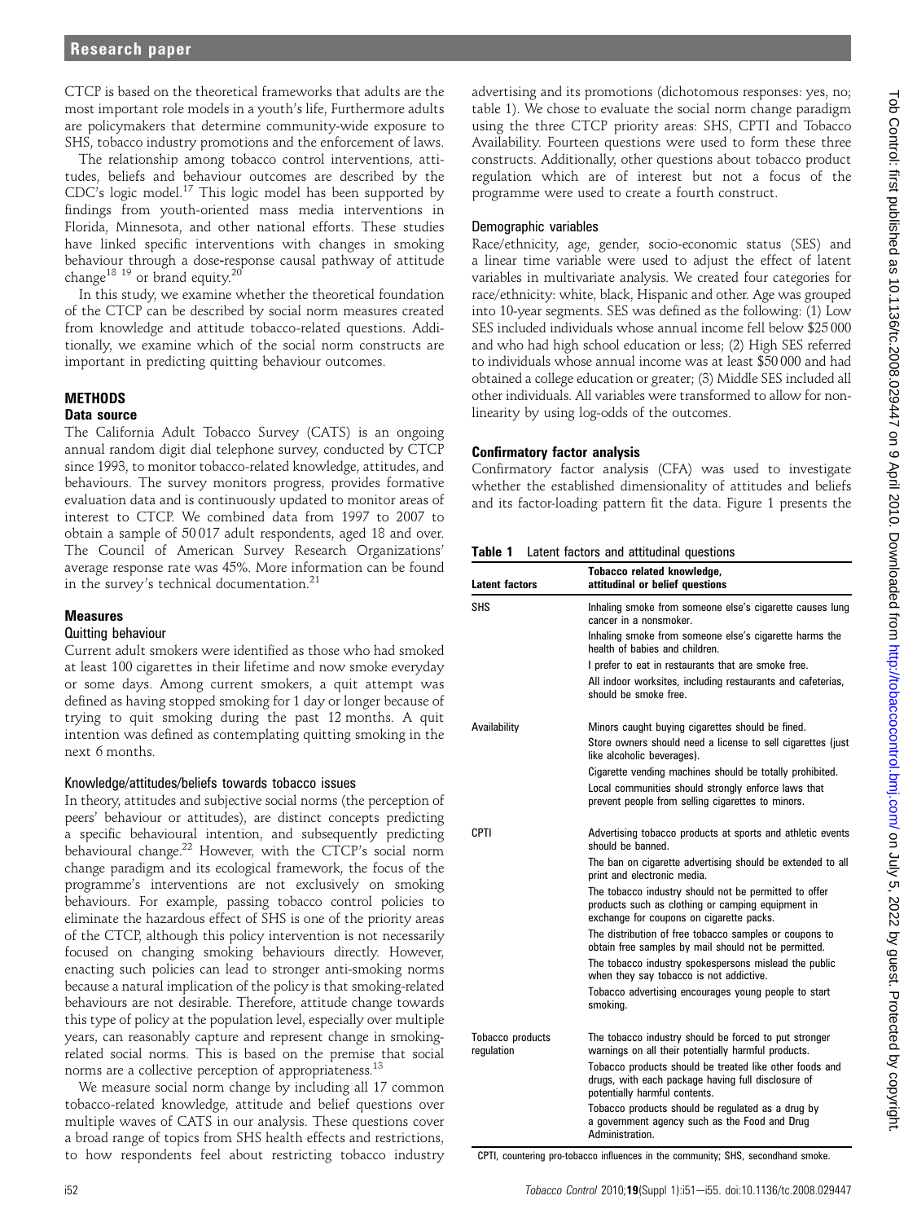CTCP is based on the theoretical frameworks that adults are the most important role models in a youth's life, Furthermore adults are policymakers that determine community-wide exposure to SHS, tobacco industry promotions and the enforcement of laws.

The relationship among tobacco control interventions, attitudes, beliefs and behaviour outcomes are described by the CDC's logic model.[17] This logic model has been supported by findings from youth-oriented mass media interventions in Florida, Minnesota, and other national efforts. These studies have linked specific interventions with changes in smoking behaviour through a dose-response causal pathway of attitude change[18 19] or brand equity.[20]

In this study, we examine whether the theoretical foundation of the CTCP can be described by social norm measures created from knowledge and attitude tobacco-related questions. Additionally, we examine which of the social norm constructs are important in predicting quitting behaviour outcomes.

## METHODS

### Data source

The California Adult Tobacco Survey (CATS) is an ongoing annual random digit dial telephone survey, conducted by CTCP since 1993, to monitor tobacco-related knowledge, attitudes, and behaviours. The survey monitors progress, provides formative evaluation data and is continuously updated to monitor areas of interest to CTCP. We combined data from 1997 to 2007 to obtain a sample of 50 017 adult respondents, aged 18 and over. The Council of American Survey Research Organizations' average response rate was 45%. More information can be found in the survey's technical documentation.[21]

### Measures

#### Quitting behaviour

Current adult smokers were identified as those who had smoked at least 100 cigarettes in their lifetime and now smoke everyday or some days. Among current smokers, a quit attempt was defined as having stopped smoking for 1 day or longer because of trying to quit smoking during the past 12 months. A quit intention was defined as contemplating quitting smoking in the next 6 months.

#### Knowledge/attitudes/beliefs towards tobacco issues

In theory, attitudes and subjective social norms (the perception of peers' behaviour or attitudes), are distinct concepts predicting a specific behavioural intention, and subsequently predicting behavioural change.[22] However, with the CTCP's social norm change paradigm and its ecological framework, the focus of the programme's interventions are not exclusively on smoking behaviours. For example, passing tobacco control policies to eliminate the hazardous effect of SHS is one of the priority areas of the CTCP, although this policy intervention is not necessarily focused on changing smoking behaviours directly. However, enacting such policies can lead to stronger anti-smoking norms because a natural implication of the policy is that smoking-related behaviours are not desirable. Therefore, attitude change towards this type of policy at the population level, especially over multiple years, can reasonably capture and represent change in smoking-related social norms. This is based on the premise that social norms are a collective perception of appropriateness.[13]

We measure social norm change by including all 17 common tobacco-related knowledge, attitude and belief questions over multiple waves of CATS in our analysis. These questions cover a broad range of topics from SHS health effects and restrictions, to how respondents feel about restricting tobacco industry advertising and its promotions (dichotomous responses: yes, no; table 1). We chose to evaluate the social norm change paradigm using the three CTCP priority areas: SHS, CPTI and Tobacco Availability. Fourteen questions were used to form these three constructs. Additionally, other questions about tobacco product regulation which are of interest but not a focus of the programme were used to create a fourth construct.

#### Demographic variables

Race/ethnicity, age, gender, socio-economic status (SES) and a linear time variable were used to adjust the effect of latent variables in multivariate analysis. We created four categories for race/ethnicity: white, black, Hispanic and other. Age was grouped into 10-year segments. SES was defined as the following: (1) Low SES included individuals whose annual income fell below $25 000 and who had high school education or less; (2) High SES referred to individuals whose annual income was at least $50 000 and had obtained a college education or greater; (3) Middle SES included all other individuals. All variables were transformed to allow for non-linearity by using log-odds of the outcomes.

### Confirmatory factor analysis

Confirmatory factor analysis (CFA) was used to investigate whether the established dimensionality of attitudes and beliefs and its factor-loading pattern fit the data. Figure 1 presents the

**Table 1** Latent factors and attitudinal questions

| Latent factors | Tobacco related knowledge, attitudinal or belief questions |
|---|---|
| SHS | Inhaling smoke from someone else's cigarette causes lung cancer in a nonsmoker. |
| | Inhaling smoke from someone else's cigarette harms the health of babies and children. |
| | I prefer to eat in restaurants that are smoke free. |
| | All indoor worksites, including restaurants and cafeterias, should be smoke free. |
| Availability | Minors caught buying cigarettes should be fined. |
| | Store owners should need a license to sell cigarettes (just like alcoholic beverages). |
| | Cigarette vending machines should be totally prohibited. |
| | Local communities should strongly enforce laws that prevent people from selling cigarettes to minors. |
| CPTI | Advertising tobacco products at sports and athletic events should be banned. |
| | The ban on cigarette advertising should be extended to all print and electronic media. |
| | The tobacco industry should not be permitted to offer products such as clothing or camping equipment in exchange for coupons on cigarette packs. |
| | The distribution of free tobacco samples or coupons to obtain free samples by mail should not be permitted. |
| | The tobacco industry spokespersons mislead the public when they say tobacco is not addictive. |
| | Tobacco advertising encourages young people to start smoking. |
| Tobacco products regulation | The tobacco industry should be forced to put stronger warnings on all their potentially harmful products. |
| | Tobacco products should be treated like other foods and drugs, with each package having full disclosure of potentially harmful contents. |
| | Tobacco products should be regulated as a drug by a government agency such as the Food and Drug Administration. |

CPTI, countering pro-tobacco influences in the community; SHS, secondhand smoke.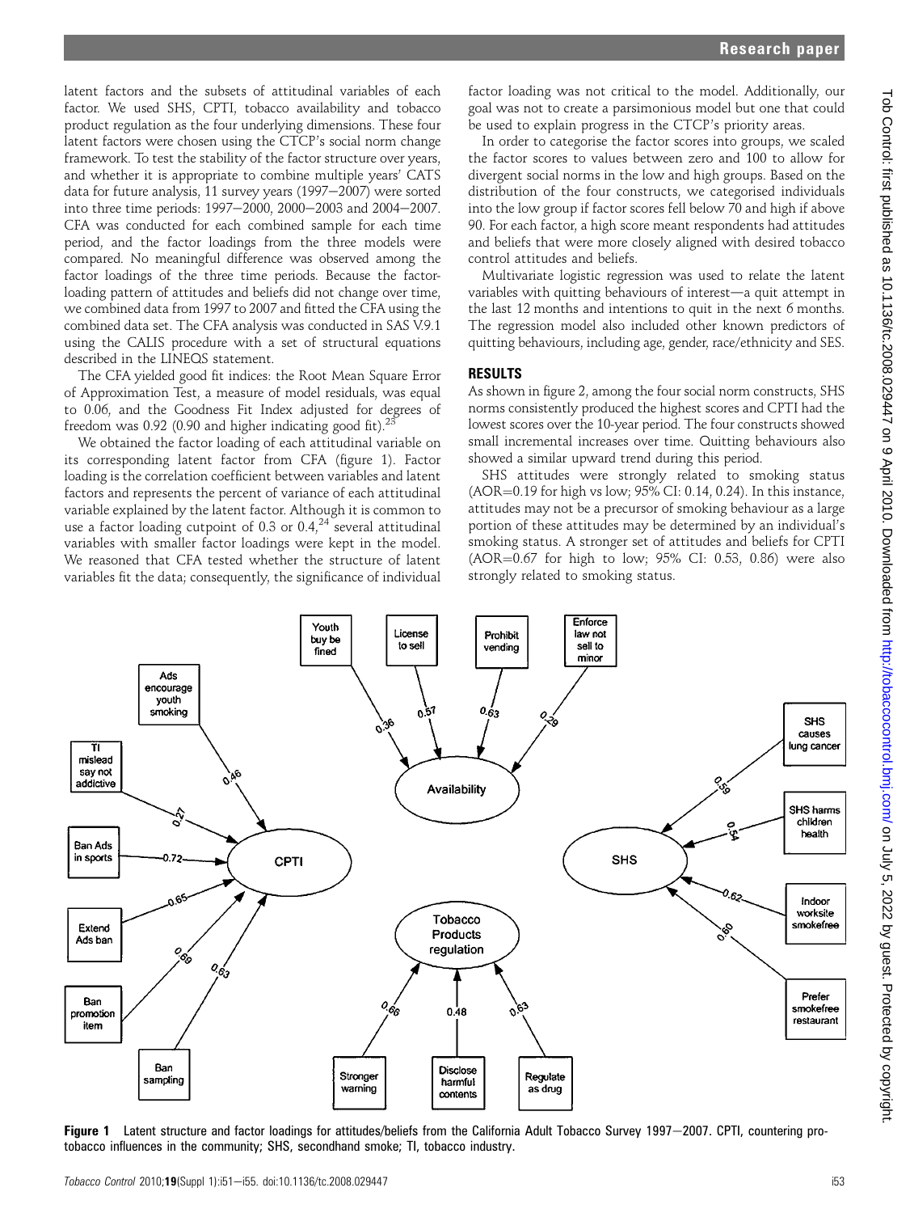latent factors and the subsets of attitudinal variables of each factor. We used SHS, CPTI, tobacco availability and tobacco product regulation as the four underlying dimensions. These four latent factors were chosen using the CTCP's social norm change framework. To test the stability of the factor structure over years, and whether it is appropriate to combine multiple years' CATS data for future analysis, 11 survey years (1997–2007) were sorted into three time periods: 1997–2000, 2000–2003 and 2004–2007. CFA was conducted for each combined sample for each time period, and the factor loadings from the three models were compared. No meaningful difference was observed among the factor loadings of the three time periods. Because the factor-loading pattern of attitudes and beliefs did not change over time, we combined data from 1997 to 2007 and fitted the CFA using the combined data set. The CFA analysis was conducted in SAS V.9.1 using the CALIS procedure with a set of structural equations described in the LINEQS statement.

The CFA yielded good fit indices: the Root Mean Square Error of Approximation Test, a measure of model residuals, was equal to 0.06, and the Goodness Fit Index adjusted for degrees of freedom was 0.92 (0.90 and higher indicating good fit).[23]

We obtained the factor loading of each attitudinal variable on its corresponding latent factor from CFA (figure 1). Factor loading is the correlation coefficient between variables and latent factors and represents the percent of variance of each attitudinal variable explained by the latent factor. Although it is common to use a factor loading cutpoint of 0.3 or 0.4,[24] several attitudinal variables with smaller factor loadings were kept in the model. We reasoned that CFA tested whether the structure of latent variables fit the data; consequently, the significance of individual factor loading was not critical to the model. Additionally, our goal was not to create a parsimonious model but one that could be used to explain progress in the CTCP's priority areas.

In order to categorise the factor scores into groups, we scaled the factor scores to values between zero and 100 to allow for divergent social norms in the low and high groups. Based on the distribution of the four constructs, we categorised individuals into the low group if factor scores fell below 70 and high if above 90. For each factor, a high score meant respondents had attitudes and beliefs that were more closely aligned with desired tobacco control attitudes and beliefs.

Multivariate logistic regression was used to relate the latent variables with quitting behaviours of interest—a quit attempt in the last 12 months and intentions to quit in the next 6 months. The regression model also included other known predictors of quitting behaviours, including age, gender, race/ethnicity and SES.

## RESULTS

As shown in figure 2, among the four social norm constructs, SHS norms consistently produced the highest scores and CPTI had the lowest scores over the 10-year period. The four constructs showed small incremental increases over time. Quitting behaviours also showed a similar upward trend during this period.

SHS attitudes were strongly related to smoking status (AOR=0.19 for high vs low; 95% CI: 0.14, 0.24). In this instance, attitudes may not be a precursor of smoking behaviour as a large portion of these attitudes may be determined by an individual's smoking status. A stronger set of attitudes and beliefs for CPTI (AOR=0.67 for high to low; 95% CI: 0.53, 0.86) were also strongly related to smoking status.

**Figure 1** Latent structure and factor loadings for attitudes/beliefs from the California Adult Tobacco Survey 1997–2007. CPTI, countering pro-tobacco influences in the community; SHS, secondhand smoke; TI, tobacco industry.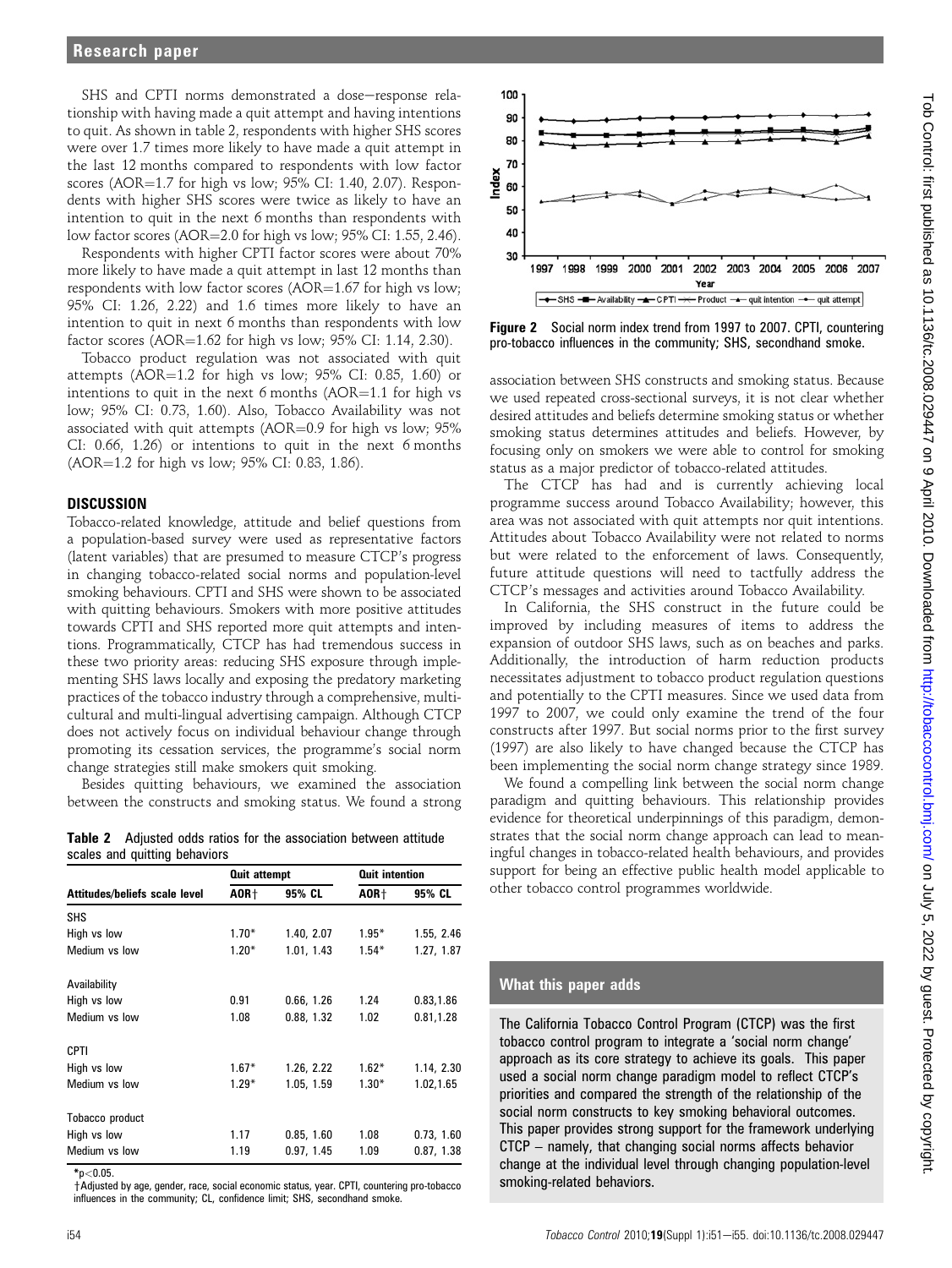SHS and CPTI norms demonstrated a dose–response relationship with having made a quit attempt and having intentions to quit. As shown in table 2, respondents with higher SHS scores were over 1.7 times more likely to have made a quit attempt in the last 12 months compared to respondents with low factor scores (AOR=1.7 for high vs low; 95% CI: 1.40, 2.07). Respondents with higher SHS scores were twice as likely to have an intention to quit in the next 6 months than respondents with low factor scores (AOR=2.0 for high vs low; 95% CI: 1.55, 2.46).

Respondents with higher CPTI factor scores were about 70% more likely to have made a quit attempt in last 12 months than respondents with low factor scores (AOR=1.67 for high vs low; 95% CI: 1.26, 2.22) and 1.6 times more likely to have an intention to quit in next 6 months than respondents with low factor scores (AOR=1.62 for high vs low; 95% CI: 1.14, 2.30).

Tobacco product regulation was not associated with quit attempts (AOR=1.2 for high vs low; 95% CI: 0.85, 1.60) or intentions to quit in the next 6 months (AOR=1.1 for high vs low; 95% CI: 0.73, 1.60). Also, Tobacco Availability was not associated with quit attempts (AOR=0.9 for high vs low; 95% CI: 0.66, 1.26) or intentions to quit in the next 6 months (AOR=1.2 for high vs low; 95% CI: 0.83, 1.86).

## DISCUSSION

Tobacco-related knowledge, attitude and belief questions from a population-based survey were used as representative factors (latent variables) that are presumed to measure CTCP's progress in changing tobacco-related social norms and population-level smoking behaviours. CPTI and SHS were shown to be associated with quitting behaviours. Smokers with more positive attitudes towards CPTI and SHS reported more quit attempts and intentions. Programmatically, CTCP has had tremendous success in these two priority areas: reducing SHS exposure through implementing SHS laws locally and exposing the predatory marketing practices of the tobacco industry through a comprehensive, multicultural and multi-lingual advertising campaign. Although CTCP does not actively focus on individual behaviour change through promoting its cessation services, the programme's social norm change strategies still make smokers quit smoking.

Besides quitting behaviours, we examined the association between the constructs and smoking status. We found a strong association between SHS constructs and smoking status. Because we used repeated cross-sectional surveys, it is not clear whether desired attitudes and beliefs determine smoking status or whether smoking status determines attitudes and beliefs. However, by focusing only on smokers we were able to control for smoking status as a major predictor of tobacco-related attitudes.

**Table 2** Adjusted odds ratios for the association between attitude scales and quitting behaviors

| Attitudes/beliefs scale level | Quit attempt | | Quit intention | |
|---|---|---|---|---|
| | AOR† | 95% CL | AOR† | 95% CL |
| SHS | | | | |
| High vs low | 1.70* | 1.40, 2.07 | 1.95* | 1.55, 2.46 |
| Medium vs low | 1.20* | 1.01, 1.43 | 1.54* | 1.27, 1.87 |
| Availability | | | | |
| High vs low | 0.91 | 0.66, 1.26 | 1.24 | 0.83,1.86 |
| Medium vs low | 1.08 | 0.88, 1.32 | 1.02 | 0.81,1.28 |
| CPTI | | | | |
| High vs low | 1.67* | 1.26, 2.22 | 1.62* | 1.14, 2.30 |
| Medium vs low | 1.29* | 1.05, 1.59 | 1.30* | 1.02,1.65 |
| Tobacco product | | | | |
| High vs low | 1.17 | 0.85, 1.60 | 1.08 | 0.73, 1.60 |
| Medium vs low | 1.19 | 0.97, 1.45 | 1.09 | 0.87, 1.38 |

*$p<0.05$.
†Adjusted by age, gender, race, social economic status, year. CPTI, countering pro-tobacco influences in the community; CL, confidence limit; SHS, secondhand smoke.

**Figure 2** Social norm index trend from 1997 to 2007. CPTI, countering pro-tobacco influences in the community; SHS, secondhand smoke.

The CTCP has had and is currently achieving local programme success around Tobacco Availability; however, this area was not associated with quit attempts nor quit intentions. Attitudes about Tobacco Availability were not related to norms but were related to the enforcement of laws. Consequently, future attitude questions will need to tactfully address the CTCP's messages and activities around Tobacco Availability.

In California, the SHS construct in the future could be improved by including measures of items to address the expansion of outdoor SHS laws, such as on beaches and parks. Additionally, the introduction of harm reduction products necessitates adjustment to tobacco product regulation questions and potentially to the CPTI measures. Since we used data from 1997 to 2007, we could only examine the trend of the four constructs after 1997. But social norms prior to the first survey (1997) are also likely to have changed because the CTCP has been implementing the social norm change strategy since 1989.

We found a compelling link between the social norm change paradigm and quitting behaviours. This relationship provides evidence for theoretical underpinnings of this paradigm, demonstrates that the social norm change approach can lead to meaningful changes in tobacco-related health behaviours, and provides support for being an effective public health model applicable to other tobacco control programmes worldwide.

### What this paper adds

The California Tobacco Control Program (CTCP) was the first tobacco control program to integrate a 'social norm change' approach as its core strategy to achieve its goals. This paper used a social norm change paradigm model to reflect CTCP's priorities and compared the strength of the relationship of the social norm constructs to key smoking behavioral outcomes. This paper provides strong support for the framework underlying CTCP – namely, that changing social norms affects behavior change at the individual level through changing population-level smoking-related behaviors.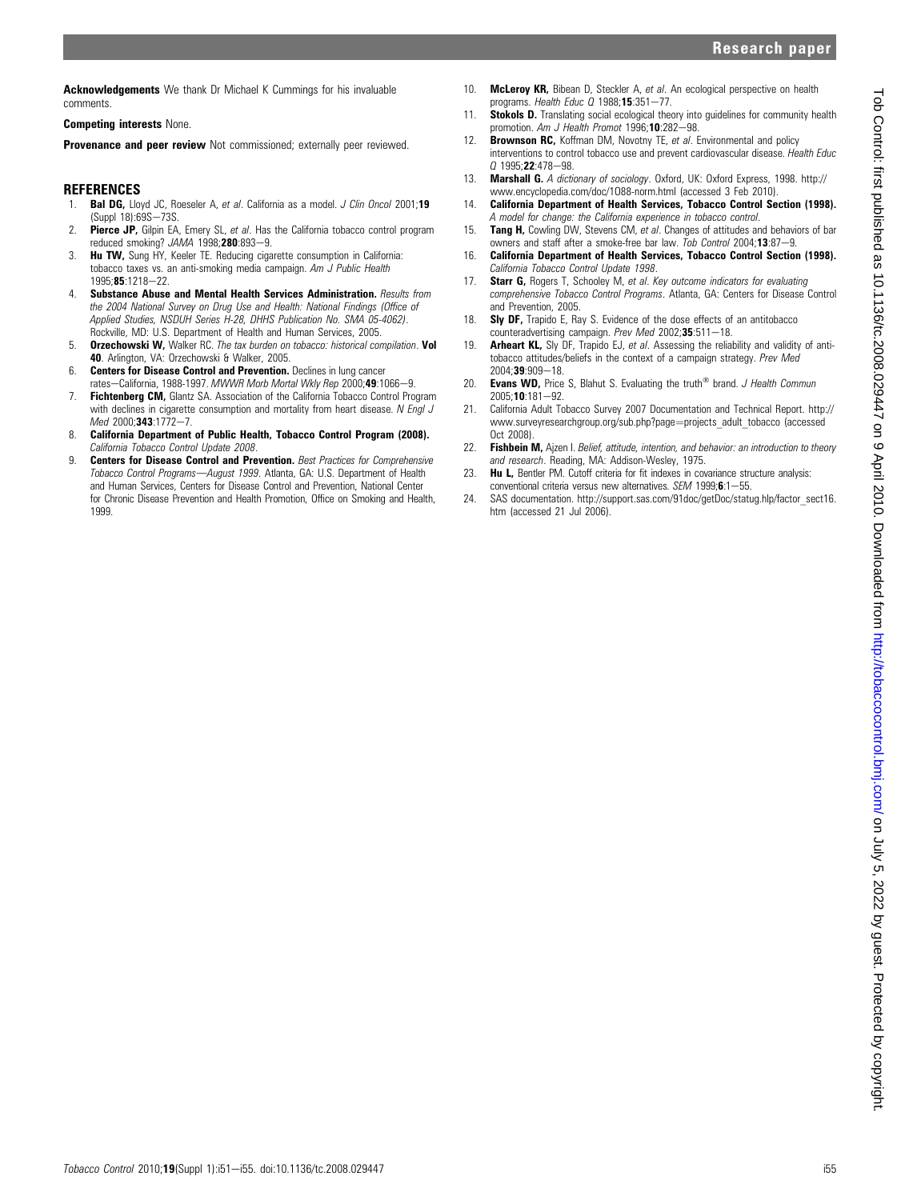**Acknowledgements** We thank Dr Michael K Cummings for his invaluable comments.

**Competing interests** None.

**Provenance and peer review** Not commissioned; externally peer reviewed.

## REFERENCES

1. **Bal DG,** Lloyd JC, Roeseler A, *et al*. California as a model. *J Clin Oncol* 2001;**19** (Suppl 18):69S—73S.
2. **Pierce JP,** Gilpin EA, Emery SL, *et al*. Has the California tobacco control program reduced smoking? *JAMA* 1998;**280**:893—9.
3. **Hu TW,** Sung HY, Keeler TE. Reducing cigarette consumption in California: tobacco taxes vs. an anti-smoking media campaign. *Am J Public Health* 1995;**85**:1218—22.
4. **Substance Abuse and Mental Health Services Administration.** *Results from the 2004 National Survey on Drug Use and Health: National Findings (Office of Applied Studies, NSDUH Series H-28, DHHS Publication No. SMA 05-4062)*. Rockville, MD: U.S. Department of Health and Human Services, 2005.
5. **Orzechowski W,** Walker RC. *The tax burden on tobacco: historical compilation*. **Vol 40**. Arlington, VA: Orzechowski & Walker, 2005.
6. **Centers for Disease Control and Prevention.** Declines in lung cancer rates—California, 1988-1997. *MWWR Morb Mortal Wkly Rep* 2000;**49**:1066—9.
7. **Fichtenberg CM,** Glantz SA. Association of the California Tobacco Control Program with declines in cigarette consumption and mortality from heart disease. *N Engl J Med* 2000;**343**:1772—7.
8. **California Department of Public Health, Tobacco Control Program (2008).** *California Tobacco Control Update 2008*.
9. **Centers for Disease Control and Prevention.** *Best Practices for Comprehensive Tobacco Control Programs—August 1999*. Atlanta, GA: U.S. Department of Health and Human Services, Centers for Disease Control and Prevention, National Center for Chronic Disease Prevention and Health Promotion, Office on Smoking and Health, 1999.
10. **McLeroy KR,** Bibean D, Steckler A, *et al*. An ecological perspective on health programs. *Health Educ Q* 1988;**15**:351—77.
11. **Stokols D.** Translating social ecological theory into guidelines for community health promotion. *Am J Health Promot* 1996;**10**:282—98.
12. **Brownson RC,** Koffman DM, Novotny TE, *et al*. Environmental and policy interventions to control tobacco use and prevent cardiovascular disease. *Health Educ Q* 1995;**22**:478—98.
13. **Marshall G.** *A dictionary of sociology*. Oxford, UK: Oxford Express, 1998. http://www.encyclopedia.com/doc/1O88-norm.html (accessed 3 Feb 2010).
14. **California Department of Health Services, Tobacco Control Section (1998).** *A model for change: the California experience in tobacco control*.
15. **Tang H,** Cowling DW, Stevens CM, *et al*. Changes of attitudes and behaviors of bar owners and staff after a smoke-free bar law. *Tob Control* 2004;**13**:87—9.
16. **California Department of Health Services, Tobacco Control Section (1998).** *California Tobacco Control Update 1998*.
17. **Starr G,** Rogers T, Schooley M, *et al*. *Key outcome indicators for evaluating comprehensive Tobacco Control Programs*. Atlanta, GA: Centers for Disease Control and Prevention, 2005.
18. **Sly DF,** Trapido E, Ray S. Evidence of the dose effects of an antitobacco counteradvertising campaign. *Prev Med* 2002;**35**:511—18.
19. **Arheart KL,** Sly DF, Trapido EJ, *et al*. Assessing the reliability and validity of anti-tobacco attitudes/beliefs in the context of a campaign strategy. *Prev Med* 2004;**39**:909—18.
20. **Evans WD,** Price S, Blahut S. Evaluating the truth® brand. *J Health Commun* 2005;**10**:181—92.
21. California Adult Tobacco Survey 2007 Documentation and Technical Report. http://www.surveyresearchgroup.org/sub.php?page=projects_adult_tobacco (accessed Oct 2008).
22. **Fishbein M,** Ajzen I. *Belief, attitude, intention, and behavior: an introduction to theory and research*. Reading, MA: Addison-Wesley, 1975.
23. **Hu L,** Bentler PM. Cutoff criteria for fit indexes in covariance structure analysis: conventional criteria versus new alternatives. *SEM* 1999;**6**:1—55.
24. SAS documentation. http://support.sas.com/91doc/getDoc/statug.hlp/factor_sect16.htm (accessed 21 Jul 2006).